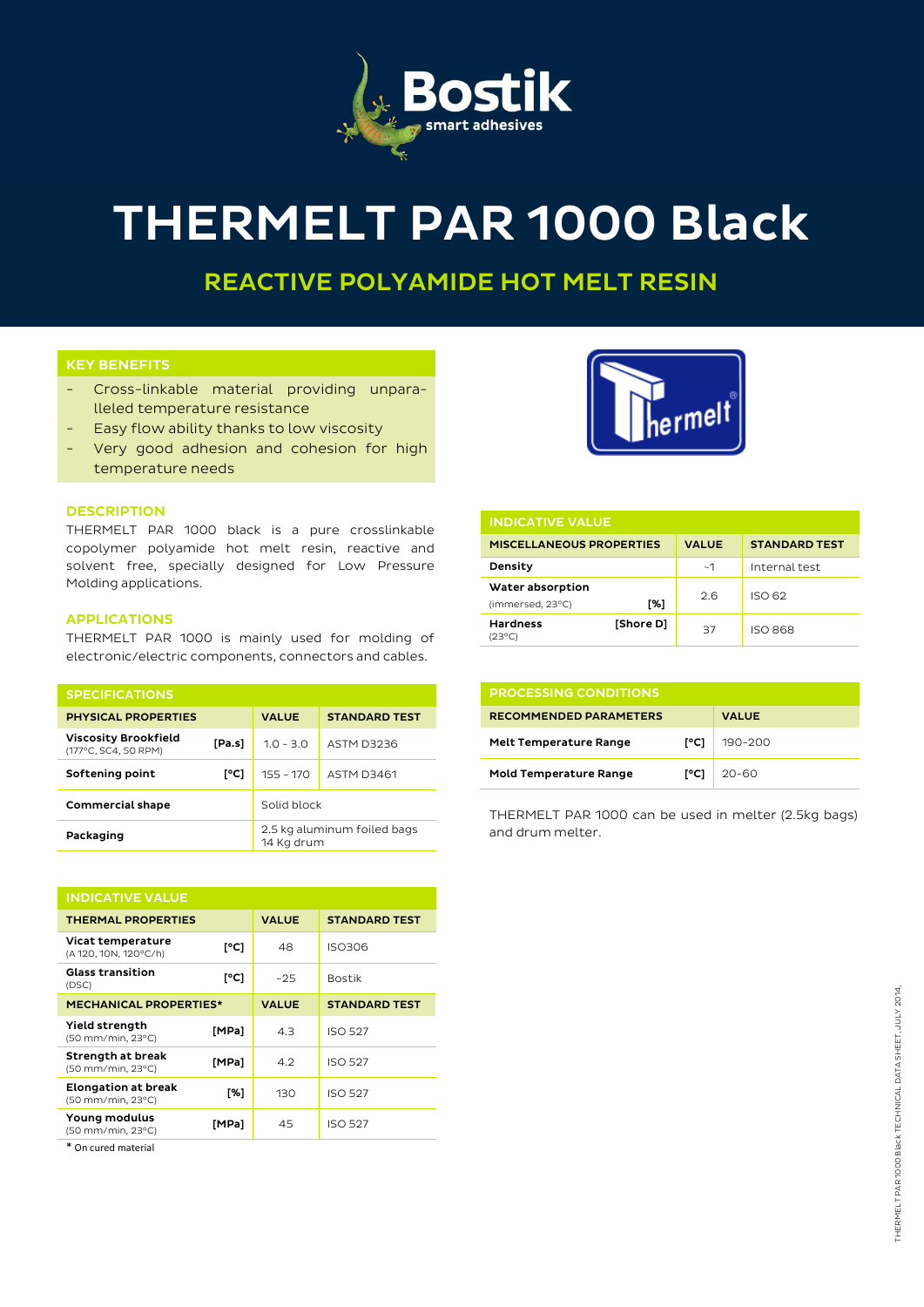# THERMELT PAR 1000 Black

## REACTIVE POLYAMIDE HOT MELT RESIN

### KEY BENEFITS

- Cross-linkable material providing unparalleled temperature resistance
- Easy flow ability thanks to low viscosity
- Very good adhesion and cohesion for high temperature needs

### DESCRIPTION

THERMELT PAR 1000 black is a pure crosslinkable copolymer polyamide hot melt resin, reactive and solvent free, specially designed for Low Pressure Molding applications.

### APPLICATIONS

THERMELT PAR 1000 is mainly used for molding of electronic/electric components, connectors and cables.

### SPECIFICATIONS

| PHYSICAL PROPERTIES | | VALUE | STANDARD TEST |
|---|---|---|---|
| **Viscosity Brookfield** (177°C, SC4, 50 RPM) | [Pa.s] | 1.0 - 3.0 | ASTM D3236 |
| **Softening point** | [°C] | 155 - 170 | ASTM D3461 |
| **Commercial shape** | | Solid block | |
| **Packaging** | | 2.5 kg aluminum foiled bags<br>14 Kg drum | |

### INDICATIVE VALUE

| THERMAL PROPERTIES | | VALUE | STANDARD TEST |
|---|---|---|---|
| **Vicat temperature** (A 120, 10N, 120°C/h) | [°C] | 48 | ISO306 |
| **Glass transition** (DSC) | [°C] | -25 | Bostik |
| **MECHANICAL PROPERTIES*** | | **VALUE** | **STANDARD TEST** |
| **Yield strength** (50 mm/min, 23°C) | [MPa] | 4.3 | ISO 527 |
| **Strength at break** (50 mm/min, 23°C) | [MPa] | 4.2 | ISO 527 |
| **Elongation at break** (50 mm/min, 23°C) | [%] | 130 | ISO 527 |
| **Young modulus** (50 mm/min, 23°C) | [MPa] | 45 | ISO 527 |

* On cured material

### INDICATIVE VALUE

| MISCELLANEOUS PROPERTIES | | VALUE | STANDARD TEST |
|---|---|---|---|
| **Density** | | ~1 | Internal test |
| **Water absorption** (immersed, 23°C) | [%] | 2.6 | ISO 62 |
| **Hardness** (23°C) | [Shore D] | 37 | ISO 868 |

### PROCESSING CONDITIONS

| RECOMMENDED PARAMETERS | | VALUE |
|---|---|---|
| **Melt Temperature Range** | [°C] | 190-200 |
| **Mold Temperature Range** | [°C] | 20-60 |

THERMELT PAR 1000 can be used in melter (2.5kg bags) and drum melter.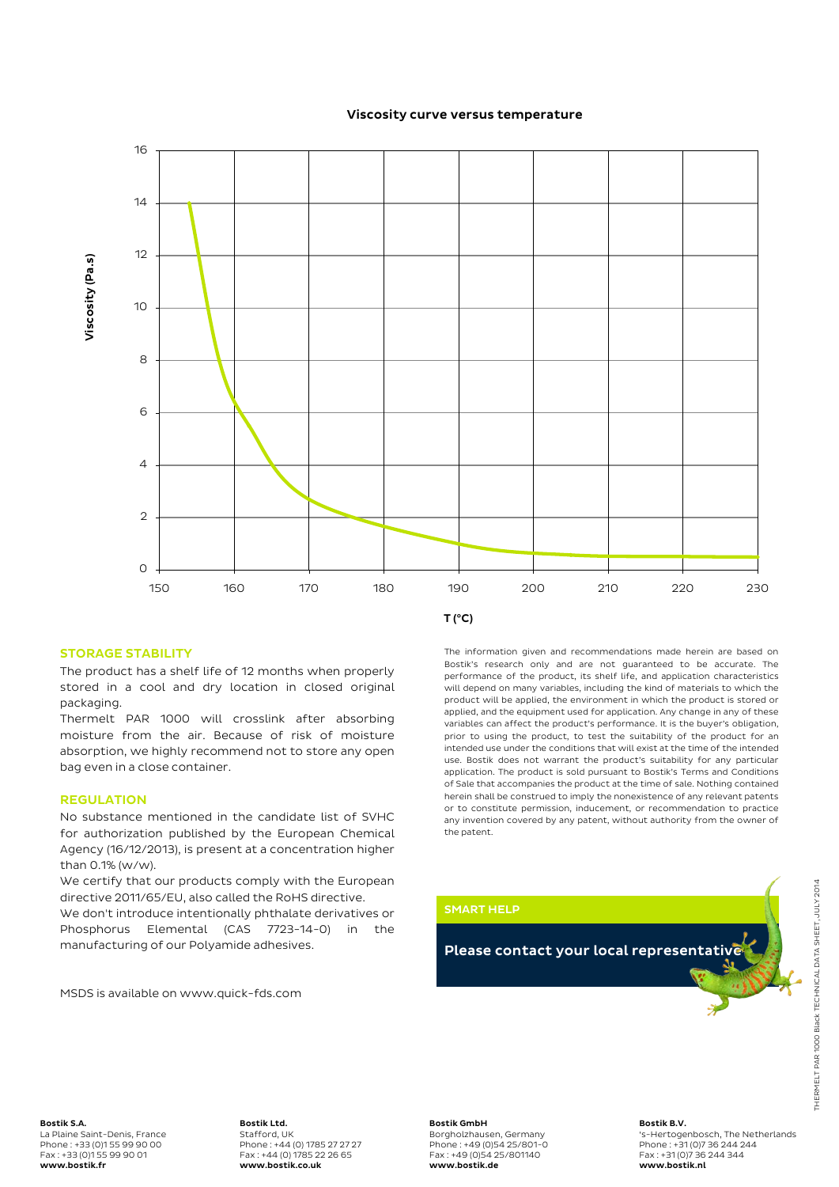**Viscosity curve versus temperature**

Viscosity (Pa.s)

16
14
12
10
8
6
4
2
0

150 160 170 180 190 200 210 220 230

T (°C)

## STORAGE STABILITY

The product has a shelf life of 12 months when properly stored in a cool and dry location in closed original packaging.

Thermelt PAR 1000 will crosslink after absorbing moisture from the air. Because of risk of moisture absorption, we highly recommend not to store any open bag even in a close container.

## REGULATION

No substance mentioned in the candidate list of SVHC for authorization published by the European Chemical Agency (16/12/2013), is present at a concentration higher than 0.1% (w/w).

We certify that our products comply with the European directive 2011/65/EU, also called the RoHS directive.

We don't introduce intentionally phthalate derivatives or Phosphorus Elemental (CAS 7723-14-0) in the manufacturing of our Polyamide adhesives.

MSDS is available on www.quick-fds.com

The information given and recommendations made herein are based on Bostik's research only and are not guaranteed to be accurate. The performance of the product, its shelf life, and application characteristics will depend on many variables, including the kind of materials to which the product will be applied, the environment in which the product is stored or applied, and the equipment used for application. Any change in any of these variables can affect the product's performance. It is the buyer's obligation, prior to using the product, to test the suitability of the product for an intended use under the conditions that will exist at the time of the intended use. Bostik does not warrant the product's suitability for any particular application. The product is sold pursuant to Bostik's Terms and Conditions of Sale that accompanies the product at the time of sale. Nothing contained herein shall be construed to imply the nonexistence of any relevant patents or to constitute permission, inducement, or recommendation to practice any invention covered by any patent, without authority from the owner of the patent.

**SMART HELP**

**Please contact your local representative**

**Bostik S.A.**
La Plaine Saint-Denis, France
Phone : +33 (0)1 55 99 90 00
Fax : +33 (0)1 55 99 90 01
**www.bostik.fr**

**Bostik Ltd.**
Stafford, UK
Phone : +44 (0) 1785 27 27 27
Fax : +44 (0) 1785 22 26 65
**www.bostik.co.uk**

**Bostik GmbH**
Borgholzhausen, Germany
Phone : +49 (0)54 25/801-0
Fax : +49 (0)54 25/801140
**www.bostik.de**

**Bostik B.V.**
's-Hertogenbosch, The Netherlands
Phone : +31 (0)7 36 244 244
Fax : +31 (0)7 36 244 344
**www.bostik.nl**

THERMELT PAR 1000 Black TECHNICAL DATA SHEET, JULY 2014